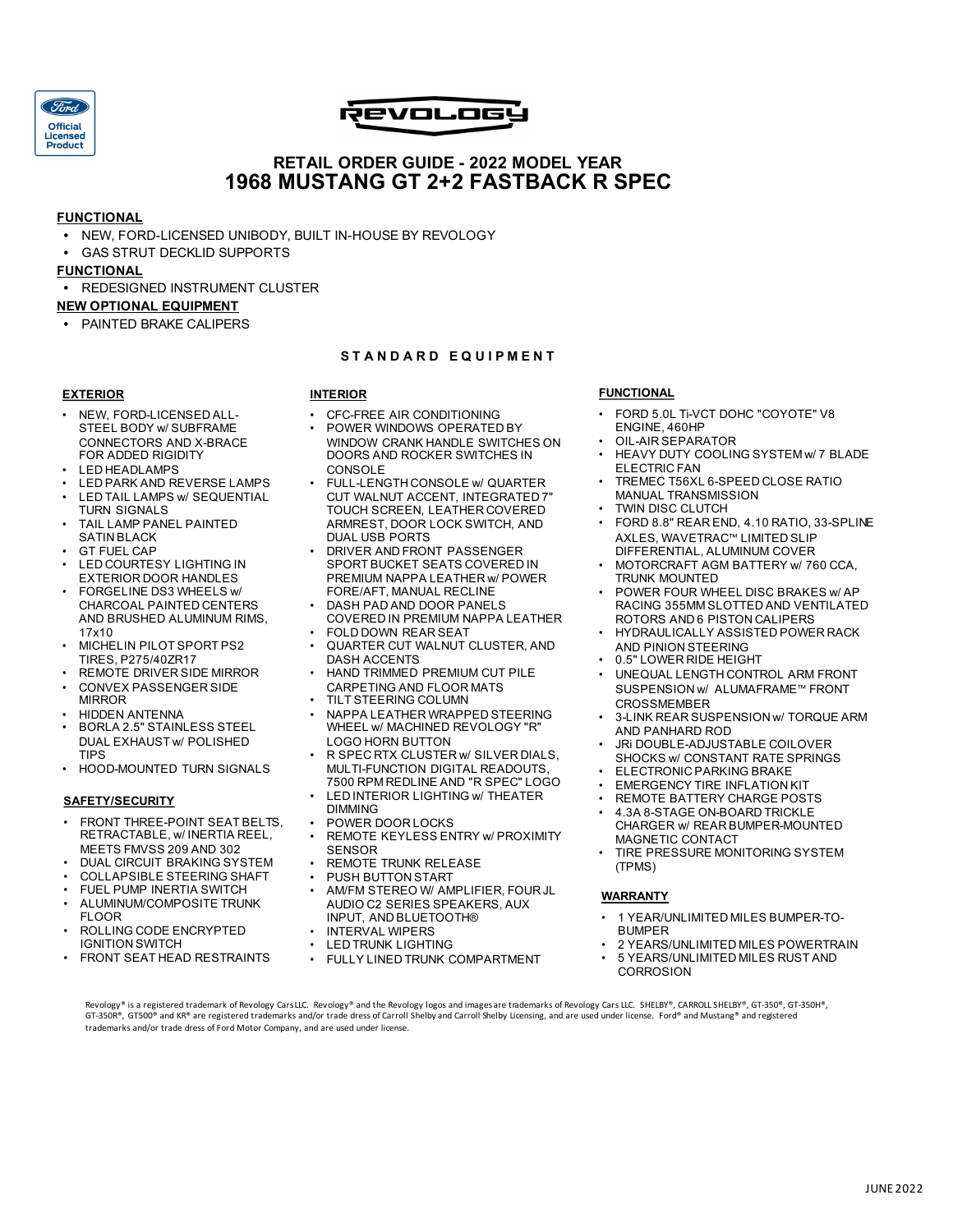Ford Official Licensed Product

REVOLOGY

## RETAIL ORDER GUIDE - 2022 MODEL YEAR
# 1968 MUSTANG GT 2+2 FASTBACK R SPEC

**FUNCTIONAL**

- NEW, FORD-LICENSED UNIBODY, BUILT IN-HOUSE BY REVOLOGY
- GAS STRUT DECKLID SUPPORTS

**FUNCTIONAL**

- REDESIGNED INSTRUMENT CLUSTER

**NEW OPTIONAL EQUIPMENT**

- PAINTED BRAKE CALIPERS

## STANDARD EQUIPMENT

### EXTERIOR

- NEW, FORD-LICENSED ALL-STEEL BODY w/ SUBFRAME CONNECTORS AND X-BRACE FOR ADDED RIGIDITY
- LED HEADLAMPS
- LED PARK AND REVERSE LAMPS
- LED TAIL LAMPS w/ SEQUENTIAL TURN SIGNALS
- TAIL LAMP PANEL PAINTED SATIN BLACK
- GT FUEL CAP
- LED COURTESY LIGHTING IN EXTERIOR DOOR HANDLES
- FORGELINE DS3 WHEELS w/ CHARCOAL PAINTED CENTERS AND BRUSHED ALUMINUM RIMS, 17x10
- MICHELIN PILOT SPORT PS2 TIRES, P275/40ZR17
- REMOTE DRIVER SIDE MIRROR
- CONVEX PASSENGER SIDE MIRROR
- HIDDEN ANTENNA
- BORLA 2.5" STAINLESS STEEL DUAL EXHAUST w/ POLISHED TIPS
- HOOD-MOUNTED TURN SIGNALS

### SAFETY/SECURITY

- FRONT THREE-POINT SEAT BELTS, RETRACTABLE, w/ INERTIA REEL, MEETS FMVSS 209 AND 302
- DUAL CIRCUIT BRAKING SYSTEM
- COLLAPSIBLE STEERING SHAFT
- FUEL PUMP INERTIA SWITCH
- ALUMINUM/COMPOSITE TRUNK FLOOR
- ROLLING CODE ENCRYPTED IGNITION SWITCH
- FRONT SEAT HEAD RESTRAINTS

### INTERIOR

- CFC-FREE AIR CONDITIONING
- POWER WINDOWS OPERATED BY WINDOW CRANK HANDLE SWITCHES ON DOORS AND ROCKER SWITCHES IN CONSOLE
- FULL-LENGTH CONSOLE w/ QUARTER CUT WALNUT ACCENT, INTEGRATED 7" TOUCH SCREEN, LEATHER COVERED ARMREST, DOOR LOCK SWITCH, AND DUAL USB PORTS
- DRIVER AND FRONT PASSENGER SPORT BUCKET SEATS COVERED IN PREMIUM NAPPA LEATHER w/ POWER FORE/AFT, MANUAL RECLINE
- DASH PAD AND DOOR PANELS COVERED IN PREMIUM NAPPA LEATHER
- FOLD DOWN REAR SEAT
- QUARTER CUT WALNUT CLUSTER, AND DASH ACCENTS
- HAND TRIMMED PREMIUM CUT PILE CARPETING AND FLOOR MATS
- TILT STEERING COLUMN
- NAPPA LEATHER WRAPPED STEERING WHEEL w/ MACHINED REVOLOGY "R" LOGO HORN BUTTON
- R SPEC RTX CLUSTER w/ SILVER DIALS, MULTI-FUNCTION DIGITAL READOUTS, 7500 RPM REDLINE AND "R SPEC" LOGO
- LED INTERIOR LIGHTING w/ THEATER DIMMING
- POWER DOOR LOCKS
- REMOTE KEYLESS ENTRY w/ PROXIMITY SENSOR
- REMOTE TRUNK RELEASE
- PUSH BUTTON START
- AM/FM STEREO w/ AMPLIFIER, FOUR JL AUDIO C2 SERIES SPEAKERS, AUX INPUT, AND BLUETOOTH®
- INTERVAL WIPERS
- LED TRUNK LIGHTING
- FULLY LINED TRUNK COMPARTMENT

### FUNCTIONAL

- FORD 5.0L Ti-VCT DOHC "COYOTE" V8 ENGINE, 460HP
- OIL-AIR SEPARATOR
- HEAVY DUTY COOLING SYSTEM w/ 7 BLADE ELECTRIC FAN
- TREMEC T56XL 6-SPEED CLOSE RATIO MANUAL TRANSMISSION
- TWIN DISC CLUTCH
- FORD 8.8" REAR END, 4.10 RATIO, 33-SPLINE AXLES, WAVETRAC™ LIMITED SLIP DIFFERENTIAL, ALUMINUM COVER
- MOTORCRAFT AGM BATTERY w/ 760 CCA, TRUNK MOUNTED
- POWER FOUR WHEEL DISC BRAKES w/ AP RACING 355MM SLOTTED AND VENTILATED ROTORS AND 6 PISTON CALIPERS
- HYDRAULICALLY ASSISTED POWER RACK AND PINION STEERING
- 0.5" LOWER RIDE HEIGHT
- UNEQUAL LENGTH CONTROL ARM FRONT SUSPENSION w/ ALUMAFRAME™ FRONT CROSSMEMBER
- 3-LINK REAR SUSPENSION w/ TORQUE ARM AND PANHARD ROD
- JRi DOUBLE-ADJUSTABLE COILOVER SHOCKS w/ CONSTANT RATE SPRINGS
- ELECTRONIC PARKING BRAKE
- EMERGENCY TIRE INFLATION KIT
- REMOTE BATTERY CHARGE POSTS
- 4.3A 8-STAGE ON-BOARD TRICKLE CHARGER w/ REAR BUMPER-MOUNTED MAGNETIC CONTACT
- TIRE PRESSURE MONITORING SYSTEM (TPMS)

### WARRANTY

- 1 YEAR/UNLIMITED MILES BUMPER-TO-BUMPER
- 2 YEARS/UNLIMITED MILES POWERTRAIN
- 5 YEARS/UNLIMITED MILES RUST AND CORROSION

Revology® is a registered trademark of Revology Cars LLC. Revology® and the Revology logos and images are trademarks of Revology Cars LLC. SHELBY®, CARROLL SHELBY®, GT-350®, GT-350H®, GT-350R®, GT500® and KR® are registered trademarks and/or trade dress of Carroll Shelby and Carroll Shelby Licensing, and are used under license. Ford® and Mustang® and registered trademarks and/or trade dress of Ford Motor Company, and are used under license.

JUNE 2022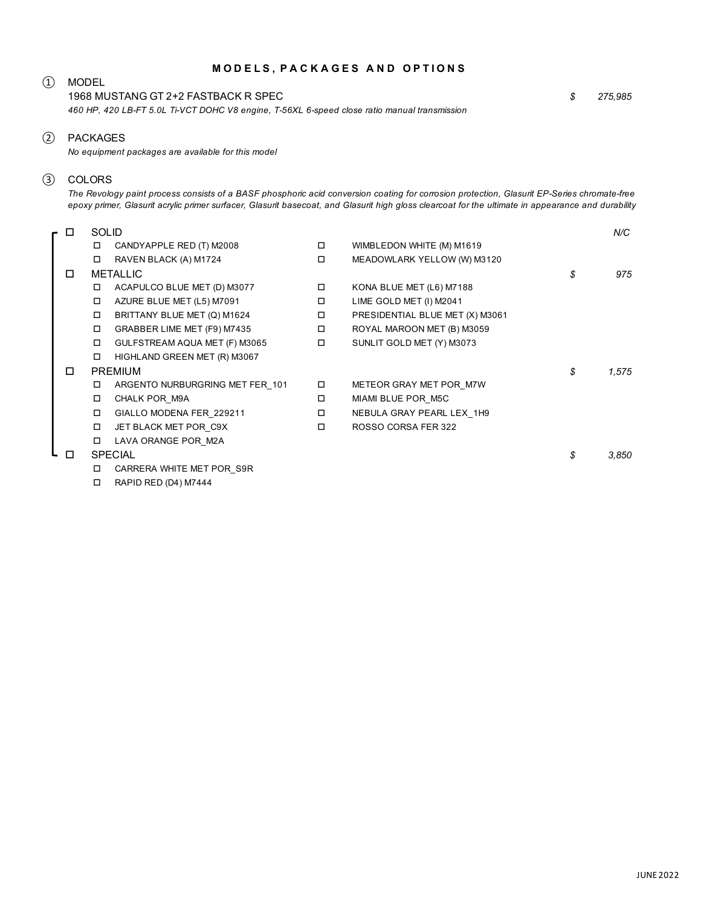# MODELS, PACKAGES AND OPTIONS

## ① MODEL

**1968 MUSTANG GT 2+2 FASTBACK R SPEC** — $ 275,985

*460 HP, 420 LB-FT 5.0L Ti-VCT DOHC V8 engine, T-56XL 6-speed close ratio manual transmission*

## ② PACKAGES

*No equipment packages are available for this model*

## ③ COLORS

*The Revology paint process consists of a BASF phosphoric acid conversion coating for corrosion protection, Glasurit EP-Series chromate-free epoxy primer, Glasurit acrylic primer surfacer, Glasurit basecoat, and Glasurit high gloss clearcoat for the ultimate in appearance and durability*

- ☐ SOLID — N/C
  - ☐ CANDYAPPLE RED (T) M2008
  - ☐ RAVEN BLACK (A) M1724
  - ☐ WIMBLEDON WHITE (M) M1619
  - ☐ MEADOWLARK YELLOW (W) M3120
- ☐ METALLIC — $ 975
  - ☐ ACAPULCO BLUE MET (D) M3077
  - ☐ AZURE BLUE MET (L5) M7091
  - ☐ BRITTANY BLUE MET (Q) M1624
  - ☐ GRABBER LIME MET (F9) M7435
  - ☐ GULFSTREAM AQUA MET (F) M3065
  - ☐ HIGHLAND GREEN MET (R) M3067
  - ☐ KONA BLUE MET (L6) M7188
  - ☐ LIME GOLD MET (I) M2041
  - ☐ PRESIDENTIAL BLUE MET (X) M3061
  - ☐ ROYAL MAROON MET (B) M3059
  - ☐ SUNLIT GOLD MET (Y) M3073
- ☐ PREMIUM — $ 1,575
  - ☐ ARGENTO NURBURGRING MET FER_101
  - ☐ CHALK POR_M9A
  - ☐ GIALLO MODENA FER_229211
  - ☐ JET BLACK MET POR_C9X
  - ☐ LAVA ORANGE POR_M2A
  - ☐ METEOR GRAY MET POR_M7W
  - ☐ MIAMI BLUE POR_M5C
  - ☐ NEBULA GRAY PEARL LEX_1H9
  - ☐ ROSSO CORSA FER 322
- ☐ SPECIAL — $ 3,850
  - ☐ CARRERA WHITE MET POR_S9R
  - ☐ RAPID RED (D4) M7444

JUNE 2022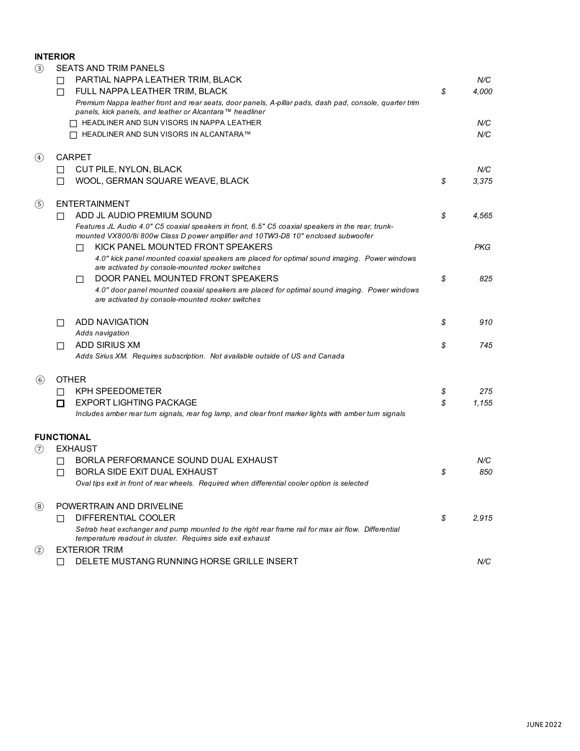## INTERIOR

### ③ SEATS AND TRIM PANELS

| | | | |
|---|---|---|---|
| ☐ | PARTIAL NAPPA LEATHER TRIM, BLACK | | *N/C* |
| ☐ | FULL NAPPA LEATHER TRIM, BLACK | *$* | *4,000* |
| | *Premium Nappa leather front and rear seats, door panels, A-pillar pads, dash pad, console, quarter trim panels, kick panels, and leather or Alcantara™ headliner* | | |
| | ☐ HEADLINER AND SUN VISORS IN NAPPA LEATHER | | *N/C* |
| | ☐ HEADLINER AND SUN VISORS IN ALCANTARA™ | | *N/C* |

### ④ CARPET

| | | | |
|---|---|---|---|
| ☐ | CUT PILE, NYLON, BLACK | | *N/C* |
| ☐ | WOOL, GERMAN SQUARE WEAVE, BLACK | *$* | *3,375* |

### ⑤ ENTERTAINMENT

| | | | |
|---|---|---|---|
| ☐ | ADD JL AUDIO PREMIUM SOUND | *$* | *4,565* |
| | *Features JL Audio 4.0" C5 coaxial speakers in front, 6.5" C5 coaxial speakers in the rear, trunk-mounted VX800/8i 800w Class D power amplifier and 10TW3-D8 10" enclosed subwoofer* | | |
| | ☐ KICK PANEL MOUNTED FRONT SPEAKERS | | *PKG* |
| | *4.0" kick panel mounted coaxial speakers are placed for optimal sound imaging. Power windows are activated by console-mounted rocker switches* | | |
| | ☐ DOOR PANEL MOUNTED FRONT SPEAKERS | *$* | *825* |
| | *4.0" door panel mounted coaxial speakers are placed for optimal sound imaging. Power windows are activated by console-mounted rocker switches* | | |
| ☐ | ADD NAVIGATION | *$* | *910* |
| | *Adds navigation* | | |
| ☐ | ADD SIRIUS XM | *$* | *745* |
| | *Adds Sirius XM. Requires subscription. Not available outside of US and Canada* | | |

### ⑥ OTHER

| | | | |
|---|---|---|---|
| ☐ | KPH SPEEDOMETER | *$* | *275* |
| ☐ | EXPORT LIGHTING PACKAGE | *$* | *1,155* |
| | *Includes amber rear turn signals, rear fog lamp, and clear front marker lights with amber turn signals* | | |

## FUNCTIONAL

### ⑦ EXHAUST

| | | | |
|---|---|---|---|
| ☐ | BORLA PERFORMANCE SOUND DUAL EXHAUST | | *N/C* |
| ☐ | BORLA SIDE EXIT DUAL EXHAUST | *$* | *850* |
| | *Oval tips exit in front of rear wheels. Required when differential cooler option is selected* | | |

### ⑧ POWERTRAIN AND DRIVELINE

| | | | |
|---|---|---|---|
| ☐ | DIFFERENTIAL COOLER | *$* | *2,915* |
| | *Setrab heat exchanger and pump mounted to the right rear frame rail for max air flow. Differential temperature readout in cluster. Requires side exit exhaust* | | |

### ② EXTERIOR TRIM

| | | | |
|---|---|---|---|
| ☐ | DELETE MUSTANG RUNNING HORSE GRILLE INSERT | | *N/C* |